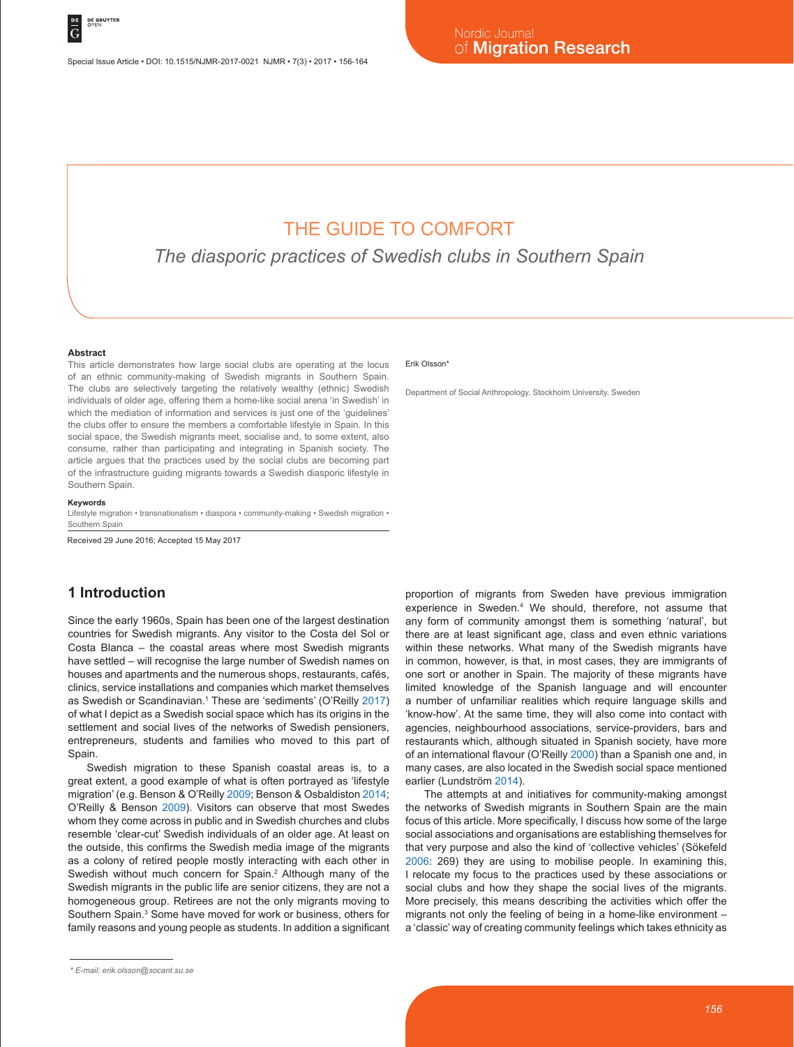# THE GUIDE TO COMFORT

*The diasporic practices of Swedish clubs in Southern Spain*

Erik Olsson*

Department of Social Anthropology, Stockholm University, Sweden

### Abstract

This article demonstrates how large social clubs are operating at the locus of an ethnic community-making of Swedish migrants in Southern Spain. The clubs are selectively targeting the relatively wealthy (ethnic) Swedish individuals of older age, offering them a home-like social arena 'in Swedish' in which the mediation of information and services is just one of the 'guidelines' the clubs offer to ensure the members a comfortable lifestyle in Spain. In this social space, the Swedish migrants meet, socialise and, to some extent, also consume, rather than participating and integrating in Spanish society. The article argues that the practices used by the social clubs are becoming part of the infrastructure guiding migrants towards a Swedish diasporic lifestyle in Southern Spain.

### Keywords

Lifestyle migration • transnationalism • diaspora • community-making • Swedish migration • Southern Spain

Received 29 June 2016; Accepted 15 May 2017

## 1 Introduction

Since the early 1960s, Spain has been one of the largest destination countries for Swedish migrants. Any visitor to the Costa del Sol or Costa Blanca – the coastal areas where most Swedish migrants have settled – will recognise the large number of Swedish names on houses and apartments and the numerous shops, restaurants, cafés, clinics, service installations and companies which market themselves as Swedish or Scandinavian.[1] These are 'sediments' (O'Reilly 2017) of what I depict as a Swedish social space which has its origins in the settlement and social lives of the networks of Swedish pensioners, entrepreneurs, students and families who moved to this part of Spain.

Swedish migration to these Spanish coastal areas is, to a great extent, a good example of what is often portrayed as 'lifestyle migration' (e.g. Benson & O'Reilly 2009; Benson & Osbaldiston 2014; O'Reilly & Benson 2009). Visitors can observe that most Swedes whom they come across in public and in Swedish churches and clubs resemble 'clear-cut' Swedish individuals of an older age. At least on the outside, this confirms the Swedish media image of the migrants as a colony of retired people mostly interacting with each other in Swedish without much concern for Spain.[2] Although many of the Swedish migrants in the public life are senior citizens, they are not a homogeneous group. Retirees are not the only migrants moving to Southern Spain.[3] Some have moved for work or business, others for family reasons and young people as students. In addition a significant proportion of migrants from Sweden have previous immigration experience in Sweden.[4] We should, therefore, not assume that any form of community amongst them is something 'natural', but there are at least significant age, class and even ethnic variations within these networks. What many of the Swedish migrants have in common, however, is that, in most cases, they are immigrants of one sort or another in Spain. The majority of these migrants have limited knowledge of the Spanish language and will encounter a number of unfamiliar realities which require language skills and 'know-how'. At the same time, they will also come into contact with agencies, neighbourhood associations, service-providers, bars and restaurants which, although situated in Spanish society, have more of an international flavour (O'Reilly 2000) than a Spanish one and, in many cases, are also located in the Swedish social space mentioned earlier (Lundström 2014).

The attempts at and initiatives for community-making amongst the networks of Swedish migrants in Southern Spain are the main focus of this article. More specifically, I discuss how some of the large social associations and organisations are establishing themselves for that very purpose and also the kind of 'collective vehicles' (Sökefeld 2006: 269) they are using to mobilise people. In examining this, I relocate my focus to the practices used by these associations or social clubs and how they shape the social lives of the migrants. More precisely, this means describing the activities which offer the migrants not only the feeling of being in a home-like environment – a 'classic' way of creating community feelings which takes ethnicity as

\* E-mail: erik.olsson@socant.su.se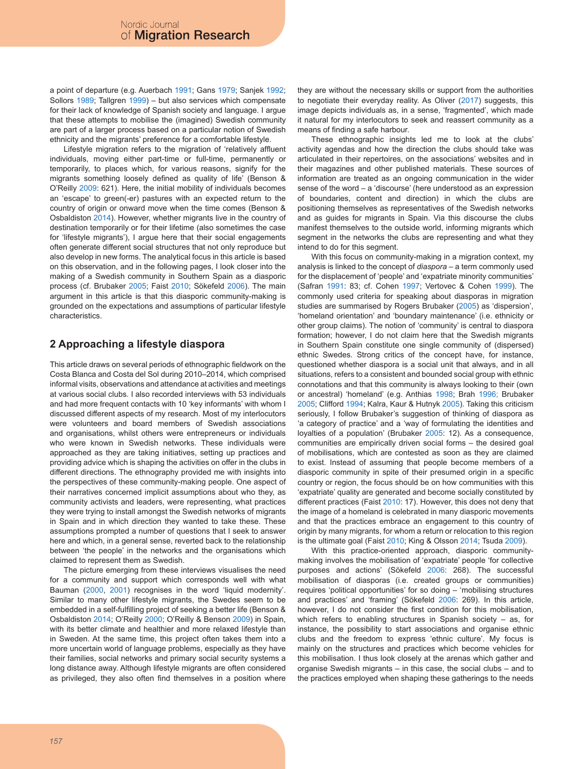a point of departure (e.g. Auerbach 1991; Gans 1979; Sanjek 1992; Sollors 1989; Tallgren 1999) – but also services which compensate for their lack of knowledge of Spanish society and language. I argue that these attempts to mobilise the (imagined) Swedish community are part of a larger process based on a particular notion of Swedish ethnicity and the migrants' preference for a comfortable lifestyle.

Lifestyle migration refers to the migration of 'relatively affluent individuals, moving either part-time or full-time, permanently or temporarily, to places which, for various reasons, signify for the migrants something loosely defined as quality of life' (Benson & O'Reilly 2009: 621). Here, the initial mobility of individuals becomes an 'escape' to green(-er) pastures with an expected return to the country of origin or onward move when the time comes (Benson & Osbaldiston 2014). However, whether migrants live in the country of destination temporarily or for their lifetime (also sometimes the case for 'lifestyle migrants'), I argue here that their social engagements often generate different social structures that not only reproduce but also develop in new forms. The analytical focus in this article is based on this observation, and in the following pages, I look closer into the making of a Swedish community in Southern Spain as a diasporic process (cf. Brubaker 2005; Faist 2010; Sökefeld 2006). The main argument in this article is that this diasporic community-making is grounded on the expectations and assumptions of particular lifestyle characteristics.

## 2 Approaching a lifestyle diaspora

This article draws on several periods of ethnographic fieldwork on the Costa Blanca and Costa del Sol during 2010–2014, which comprised informal visits, observations and attendance at activities and meetings at various social clubs. I also recorded interviews with 53 individuals and had more frequent contacts with 10 'key informants' with whom I discussed different aspects of my research. Most of my interlocutors were volunteers and board members of Swedish associations and organisations, whilst others were entrepreneurs or individuals who were known in Swedish networks. These individuals were approached as they are taking initiatives, setting up practices and providing advice which is shaping the activities on offer in the clubs in different directions. The ethnography provided me with insights into the perspectives of these community-making people. One aspect of their narratives concerned implicit assumptions about who they, as community activists and leaders, were representing, what practices they were trying to install amongst the Swedish networks of migrants in Spain and in which direction they wanted to take these. These assumptions prompted a number of questions that I seek to answer here and which, in a general sense, reverted back to the relationship between 'the people' in the networks and the organisations which claimed to represent them as Swedish.

The picture emerging from these interviews visualises the need for a community and support which corresponds well with what Bauman (2000, 2001) recognises in the word 'liquid modernity'. Similar to many other lifestyle migrants, the Swedes seem to be embedded in a self-fulfilling project of seeking a better life (Benson & Osbaldiston 2014; O'Reilly 2000; O'Reilly & Benson 2009) in Spain, with its better climate and healthier and more relaxed lifestyle than in Sweden. At the same time, this project often takes them into a more uncertain world of language problems, especially as they have their families, social networks and primary social security systems a long distance away. Although lifestyle migrants are often considered as privileged, they also often find themselves in a position where they are without the necessary skills or support from the authorities to negotiate their everyday reality. As Oliver (2017) suggests, this image depicts individuals as, in a sense, 'fragmented', which made it natural for my interlocutors to seek and reassert community as a means of finding a safe harbour.

These ethnographic insights led me to look at the clubs' activity agendas and how the direction the clubs should take was articulated in their repertoires, on the associations' websites and in their magazines and other published materials. These sources of information are treated as an ongoing communication in the wider sense of the word – a 'discourse' (here understood as an expression of boundaries, content and direction) in which the clubs are positioning themselves as representatives of the Swedish networks and as guides for migrants in Spain. Via this discourse the clubs manifest themselves to the outside world, informing migrants which segment in the networks the clubs are representing and what they intend to do for this segment.

With this focus on community-making in a migration context, my analysis is linked to the concept of *diaspora* – a term commonly used for the displacement of 'people' and 'expatriate minority communities' (Safran 1991: 83; cf. Cohen 1997; Vertovec & Cohen 1999). The commonly used criteria for speaking about diasporas in migration studies are summarised by Rogers Brubaker (2005) as 'dispersion', 'homeland orientation' and 'boundary maintenance' (i.e. ethnicity or other group claims). The notion of 'community' is central to diaspora formation; however, I do not claim here that the Swedish migrants in Southern Spain constitute one single community of (dispersed) ethnic Swedes. Strong critics of the concept have, for instance, questioned whether diaspora is a social unit that always, and in all situations, refers to a consistent and bounded social group with ethnic connotations and that this community is always looking to their (own or ancestral) 'homeland' (e.g. Anthias 1998; Brah 1996; Brubaker 2005; Clifford 1994; Kalra, Kaur & Hutnyk 2005). Taking this criticism seriously, I follow Brubaker's suggestion of thinking of diaspora as 'a category of practice' and a 'way of formulating the identities and loyalties of a population' (Brubaker 2005: 12). As a consequence, communities are empirically driven social forms – the desired goal of mobilisations, which are contested as soon as they are claimed to exist. Instead of assuming that people become members of a diasporic community in spite of their presumed origin in a specific country or region, the focus should be on how communities with this 'expatriate' quality are generated and become socially constituted by different practices (Faist 2010: 17). However, this does not deny that the image of a homeland is celebrated in many diasporic movements and that the practices embrace an engagement to this country of origin by many migrants, for whom a return or relocation to this region is the ultimate goal (Faist 2010; King & Olsson 2014; Tsuda 2009).

With this practice-oriented approach, diasporic community-making involves the mobilisation of 'expatriate' people 'for collective purposes and actions' (Sökefeld 2006: 268). The successful mobilisation of diasporas (i.e. created groups or communities) requires 'political opportunities' for so doing – 'mobilising structures and practices' and 'framing' (Sökefeld 2006: 269). In this article, however, I do not consider the first condition for this mobilisation, which refers to enabling structures in Spanish society – as, for instance, the possibility to start associations and organise ethnic clubs and the freedom to express 'ethnic culture'. My focus is mainly on the structures and practices which become vehicles for this mobilisation. I thus look closely at the arenas which gather and organise Swedish migrants – in this case, the social clubs – and to the practices employed when shaping these gatherings to the needs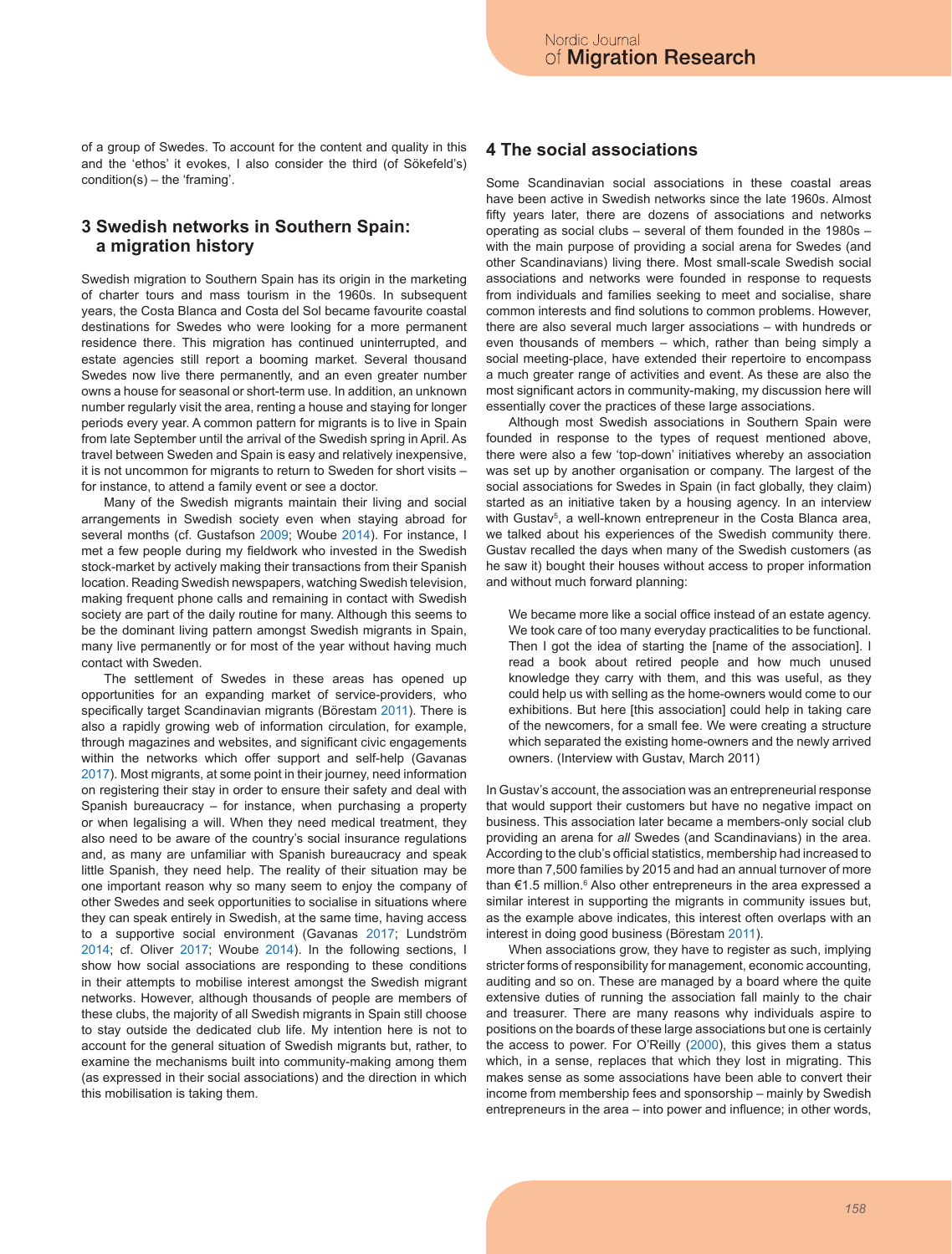of a group of Swedes. To account for the content and quality in this and the 'ethos' it evokes, I also consider the third (of Sökefeld's) condition(s) – the 'framing'.

## 3 Swedish networks in Southern Spain: a migration history

Swedish migration to Southern Spain has its origin in the marketing of charter tours and mass tourism in the 1960s. In subsequent years, the Costa Blanca and Costa del Sol became favourite coastal destinations for Swedes who were looking for a more permanent residence there. This migration has continued uninterrupted, and estate agencies still report a booming market. Several thousand Swedes now live there permanently, and an even greater number owns a house for seasonal or short-term use. In addition, an unknown number regularly visit the area, renting a house and staying for longer periods every year. A common pattern for migrants is to live in Spain from late September until the arrival of the Swedish spring in April. As travel between Sweden and Spain is easy and relatively inexpensive, it is not uncommon for migrants to return to Sweden for short visits – for instance, to attend a family event or see a doctor.

Many of the Swedish migrants maintain their living and social arrangements in Swedish society even when staying abroad for several months (cf. Gustafson 2009; Woube 2014). For instance, I met a few people during my fieldwork who invested in the Swedish stock-market by actively making their transactions from their Spanish location. Reading Swedish newspapers, watching Swedish television, making frequent phone calls and remaining in contact with Swedish society are part of the daily routine for many. Although this seems to be the dominant living pattern amongst Swedish migrants in Spain, many live permanently or for most of the year without having much contact with Sweden.

The settlement of Swedes in these areas has opened up opportunities for an expanding market of service-providers, who specifically target Scandinavian migrants (Börestam 2011). There is also a rapidly growing web of information circulation, for example, through magazines and websites, and significant civic engagements within the networks which offer support and self-help (Gavanas 2017). Most migrants, at some point in their journey, need information on registering their stay in order to ensure their safety and deal with Spanish bureaucracy – for instance, when purchasing a property or when legalising a will. When they need medical treatment, they also need to be aware of the country's social insurance regulations and, as many are unfamiliar with Spanish bureaucracy and speak little Spanish, they need help. The reality of their situation may be one important reason why so many seem to enjoy the company of other Swedes and seek opportunities to socialise in situations where they can speak entirely in Swedish, at the same time, having access to a supportive social environment (Gavanas 2017; Lundström 2014; cf. Oliver 2017; Woube 2014). In the following sections, I show how social associations are responding to these conditions in their attempts to mobilise interest amongst the Swedish migrant networks. However, although thousands of people are members of these clubs, the majority of all Swedish migrants in Spain still choose to stay outside the dedicated club life. My intention here is not to account for the general situation of Swedish migrants but, rather, to examine the mechanisms built into community-making among them (as expressed in their social associations) and the direction in which this mobilisation is taking them.

## 4 The social associations

Some Scandinavian social associations in these coastal areas have been active in Swedish networks since the late 1960s. Almost fifty years later, there are dozens of associations and networks operating as social clubs – several of them founded in the 1980s – with the main purpose of providing a social arena for Swedes (and other Scandinavians) living there. Most small-scale Swedish social associations and networks were founded in response to requests from individuals and families seeking to meet and socialise, share common interests and find solutions to common problems. However, there are also several much larger associations – with hundreds or even thousands of members – which, rather than being simply a social meeting-place, have extended their repertoire to encompass a much greater range of activities and event. As these are also the most significant actors in community-making, my discussion here will essentially cover the practices of these large associations.

Although most Swedish associations in Southern Spain were founded in response to the types of request mentioned above, there were also a few 'top-down' initiatives whereby an association was set up by another organisation or company. The largest of the social associations for Swedes in Spain (in fact globally, they claim) started as an initiative taken by a housing agency. In an interview with Gustav[5], a well-known entrepreneur in the Costa Blanca area, we talked about his experiences of the Swedish community there. Gustav recalled the days when many of the Swedish customers (as he saw it) bought their houses without access to proper information and without much forward planning:

> We became more like a social office instead of an estate agency. We took care of too many everyday practicalities to be functional. Then I got the idea of starting the [name of the association]. I read a book about retired people and how much unused knowledge they carry with them, and this was useful, as they could help us with selling as the home-owners would come to our exhibitions. But here [this association] could help in taking care of the newcomers, for a small fee. We were creating a structure which separated the existing home-owners and the newly arrived owners. (Interview with Gustav, March 2011)

In Gustav's account, the association was an entrepreneurial response that would support their customers but have no negative impact on business. This association later became a members-only social club providing an arena for *all* Swedes (and Scandinavians) in the area. According to the club's official statistics, membership had increased to more than 7,500 families by 2015 and had an annual turnover of more than €1.5 million.[6] Also other entrepreneurs in the area expressed a similar interest in supporting the migrants in community issues but, as the example above indicates, this interest often overlaps with an interest in doing good business (Börestam 2011).

When associations grow, they have to register as such, implying stricter forms of responsibility for management, economic accounting, auditing and so on. These are managed by a board where the quite extensive duties of running the association fall mainly to the chair and treasurer. There are many reasons why individuals aspire to positions on the boards of these large associations but one is certainly the access to power. For O'Reilly (2000), this gives them a status which, in a sense, replaces that which they lost in migrating. This makes sense as some associations have been able to convert their income from membership fees and sponsorship – mainly by Swedish entrepreneurs in the area – into power and influence; in other words,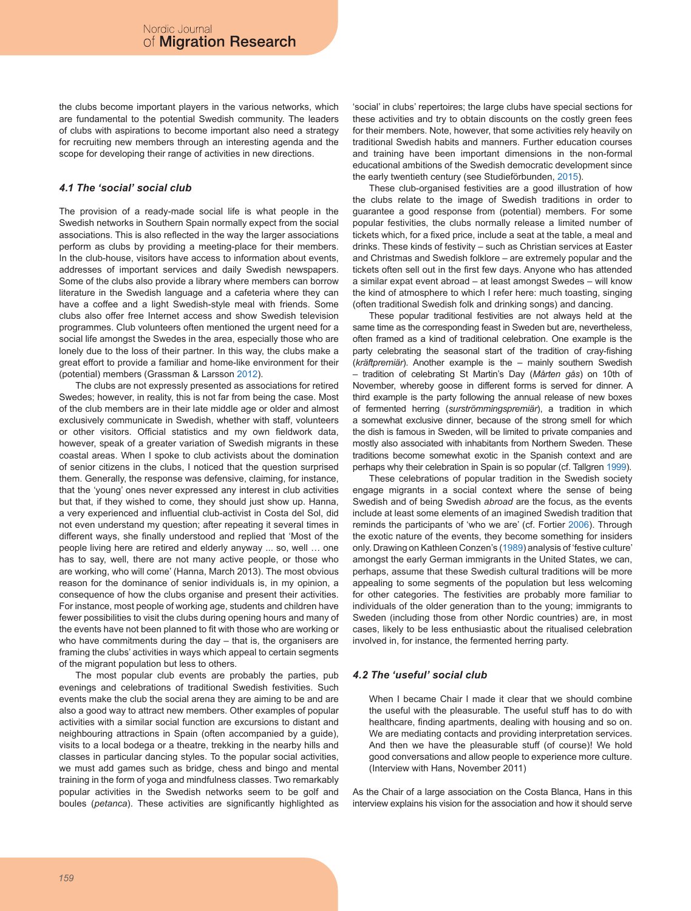the clubs become important players in the various networks, which are fundamental to the potential Swedish community. The leaders of clubs with aspirations to become important also need a strategy for recruiting new members through an interesting agenda and the scope for developing their range of activities in new directions.

### *4.1 The 'social' social club*

The provision of a ready-made social life is what people in the Swedish networks in Southern Spain normally expect from the social associations. This is also reflected in the way the larger associations perform as clubs by providing a meeting-place for their members. In the club-house, visitors have access to information about events, addresses of important services and daily Swedish newspapers. Some of the clubs also provide a library where members can borrow literature in the Swedish language and a cafeteria where they can have a coffee and a light Swedish-style meal with friends. Some clubs also offer free Internet access and show Swedish television programmes. Club volunteers often mentioned the urgent need for a social life amongst the Swedes in the area, especially those who are lonely due to the loss of their partner. In this way, the clubs make a great effort to provide a familiar and home-like environment for their (potential) members (Grassman & Larsson 2012).

The clubs are not expressly presented as associations for retired Swedes; however, in reality, this is not far from being the case. Most of the club members are in their late middle age or older and almost exclusively communicate in Swedish, whether with staff, volunteers or other visitors. Official statistics and my own fieldwork data, however, speak of a greater variation of Swedish migrants in these coastal areas. When I spoke to club activists about the domination of senior citizens in the clubs, I noticed that the question surprised them. Generally, the response was defensive, claiming, for instance, that the 'young' ones never expressed any interest in club activities but that, if they wished to come, they should just show up. Hanna, a very experienced and influential club-activist in Costa del Sol, did not even understand my question; after repeating it several times in different ways, she finally understood and replied that 'Most of the people living here are retired and elderly anyway ... so, well … one has to say, well, there are not many active people, or those who are working, who will come' (Hanna, March 2013). The most obvious reason for the dominance of senior individuals is, in my opinion, a consequence of how the clubs organise and present their activities. For instance, most people of working age, students and children have fewer possibilities to visit the clubs during opening hours and many of the events have not been planned to fit with those who are working or who have commitments during the day – that is, the organisers are framing the clubs' activities in ways which appeal to certain segments of the migrant population but less to others.

The most popular club events are probably the parties, pub evenings and celebrations of traditional Swedish festivities. Such events make the club the social arena they are aiming to be and are also a good way to attract new members. Other examples of popular activities with a similar social function are excursions to distant and neighbouring attractions in Spain (often accompanied by a guide), visits to a local bodega or a theatre, trekking in the nearby hills and classes in particular dancing styles. To the popular social activities, we must add games such as bridge, chess and bingo and mental training in the form of yoga and mindfulness classes. Two remarkably popular activities in the Swedish networks seem to be golf and boules (*petanca*). These activities are significantly highlighted as 'social' in clubs' repertoires; the large clubs have special sections for these activities and try to obtain discounts on the costly green fees for their members. Note, however, that some activities rely heavily on traditional Swedish habits and manners. Further education courses and training have been important dimensions in the non-formal educational ambitions of the Swedish democratic development since the early twentieth century (see Studieförbunden, 2015).

These club-organised festivities are a good illustration of how the clubs relate to the image of Swedish traditions in order to guarantee a good response from (potential) members. For some popular festivities, the clubs normally release a limited number of tickets which, for a fixed price, include a seat at the table, a meal and drinks. These kinds of festivity – such as Christian services at Easter and Christmas and Swedish folklore – are extremely popular and the tickets often sell out in the first few days. Anyone who has attended a similar expat event abroad – at least amongst Swedes – will know the kind of atmosphere to which I refer here: much toasting, singing (often traditional Swedish folk and drinking songs) and dancing.

These popular traditional festivities are not always held at the same time as the corresponding feast in Sweden but are, nevertheless, often framed as a kind of traditional celebration. One example is the party celebrating the seasonal start of the tradition of cray-fishing (*kräftpremiär*). Another example is the – mainly southern Swedish – tradition of celebrating St Martin's Day (*Mårten gås*) on 10th of November, whereby goose in different forms is served for dinner. A third example is the party following the annual release of new boxes of fermented herring (*surströmmingspremiär*), a tradition in which a somewhat exclusive dinner, because of the strong smell for which the dish is famous in Sweden, will be limited to private companies and mostly also associated with inhabitants from Northern Sweden. These traditions become somewhat exotic in the Spanish context and are perhaps why their celebration in Spain is so popular (cf. Tallgren 1999).

These celebrations of popular tradition in the Swedish society engage migrants in a social context where the sense of being Swedish and of being Swedish *abroad* are the focus, as the events include at least some elements of an imagined Swedish tradition that reminds the participants of 'who we are' (cf. Fortier 2006). Through the exotic nature of the events, they become something for insiders only. Drawing on Kathleen Conzen's (1989) analysis of 'festive culture' amongst the early German immigrants in the United States, we can, perhaps, assume that these Swedish cultural traditions will be more appealing to some segments of the population but less welcoming for other categories. The festivities are probably more familiar to individuals of the older generation than to the young; immigrants to Sweden (including those from other Nordic countries) are, in most cases, likely to be less enthusiastic about the ritualised celebration involved in, for instance, the fermented herring party.

### *4.2 The 'useful' social club*

> When I became Chair I made it clear that we should combine the useful with the pleasurable. The useful stuff has to do with healthcare, finding apartments, dealing with housing and so on. We are mediating contacts and providing interpretation services. And then we have the pleasurable stuff (of course)! We hold good conversations and allow people to experience more culture. (Interview with Hans, November 2011)

As the Chair of a large association on the Costa Blanca, Hans in this interview explains his vision for the association and how it should serve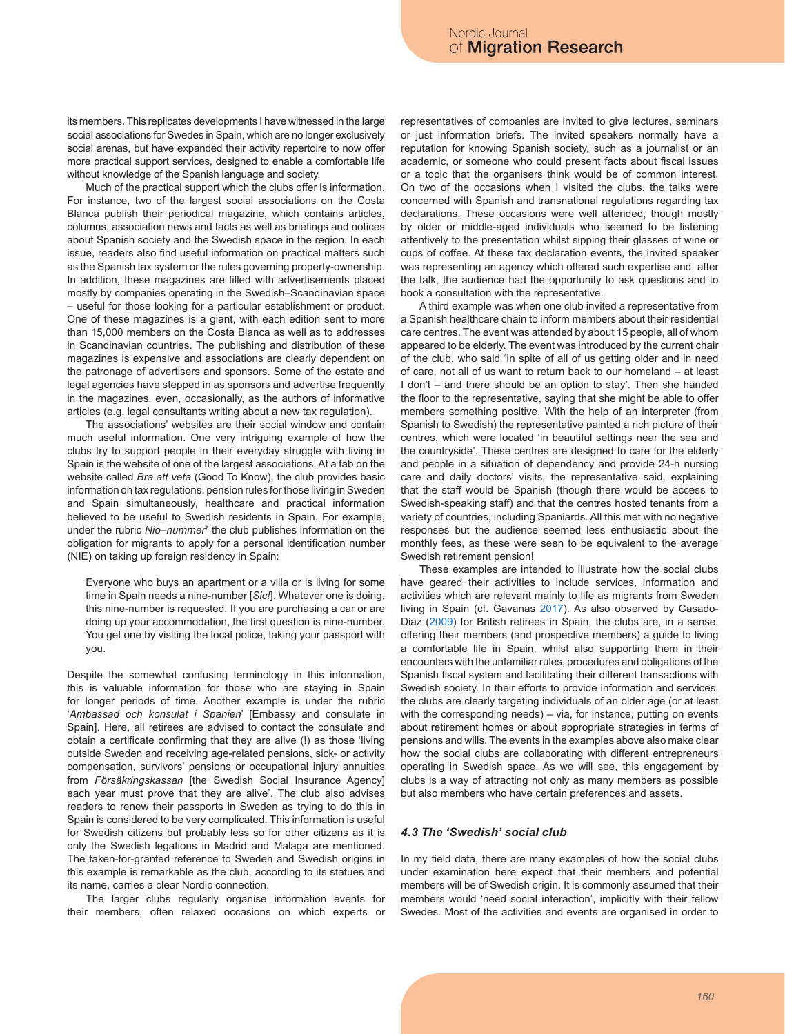its members. This replicates developments I have witnessed in the large social associations for Swedes in Spain, which are no longer exclusively social arenas, but have expanded their activity repertoire to now offer more practical support services, designed to enable a comfortable life without knowledge of the Spanish language and society.

Much of the practical support which the clubs offer is information. For instance, two of the largest social associations on the Costa Blanca publish their periodical magazine, which contains articles, columns, association news and facts as well as briefings and notices about Spanish society and the Swedish space in the region. In each issue, readers also find useful information on practical matters such as the Spanish tax system or the rules governing property-ownership. In addition, these magazines are filled with advertisements placed mostly by companies operating in the Swedish–Scandinavian space – useful for those looking for a particular establishment or product. One of these magazines is a giant, with each edition sent to more than 15,000 members on the Costa Blanca as well as to addresses in Scandinavian countries. The publishing and distribution of these magazines is expensive and associations are clearly dependent on the patronage of advertisers and sponsors. Some of the estate and legal agencies have stepped in as sponsors and advertise frequently in the magazines, even, occasionally, as the authors of informative articles (e.g. legal consultants writing about a new tax regulation).

The associations' websites are their social window and contain much useful information. One very intriguing example of how the clubs try to support people in their everyday struggle with living in Spain is the website of one of the largest associations. At a tab on the website called *Bra att veta* (Good To Know), the club provides basic information on tax regulations, pension rules for those living in Sweden and Spain simultaneously, healthcare and practical information believed to be useful to Swedish residents in Spain. For example, under the rubric *Nio–nummer*[7] the club publishes information on the obligation for migrants to apply for a personal identification number (NIE) on taking up foreign residency in Spain:

> Everyone who buys an apartment or a villa or is living for some time in Spain needs a nine-number [*Sic!*]. Whatever one is doing, this nine-number is requested. If you are purchasing a car or are doing up your accommodation, the first question is nine-number. You get one by visiting the local police, taking your passport with you.

Despite the somewhat confusing terminology in this information, this is valuable information for those who are staying in Spain for longer periods of time. Another example is under the rubric '*Ambassad och konsulat i Spanien*' [Embassy and consulate in Spain]. Here, all retirees are advised to contact the consulate and obtain a certificate confirming that they are alive (!) as those 'living outside Sweden and receiving age-related pensions, sick- or activity compensation, survivors' pensions or occupational injury annuities from *Försäkringskassan* [the Swedish Social Insurance Agency] each year must prove that they are alive'. The club also advises readers to renew their passports in Sweden as trying to do this in Spain is considered to be very complicated. This information is useful for Swedish citizens but probably less so for other citizens as it is only the Swedish legations in Madrid and Malaga are mentioned. The taken-for-granted reference to Sweden and Swedish origins in this example is remarkable as the club, according to its statues and its name, carries a clear Nordic connection.

The larger clubs regularly organise information events for their members, often relaxed occasions on which experts or representatives of companies are invited to give lectures, seminars or just information briefs. The invited speakers normally have a reputation for knowing Spanish society, such as a journalist or an academic, or someone who could present facts about fiscal issues or a topic that the organisers think would be of common interest. On two of the occasions when I visited the clubs, the talks were concerned with Spanish and transnational regulations regarding tax declarations. These occasions were well attended, though mostly by older or middle-aged individuals who seemed to be listening attentively to the presentation whilst sipping their glasses of wine or cups of coffee. At these tax declaration events, the invited speaker was representing an agency which offered such expertise and, after the talk, the audience had the opportunity to ask questions and to book a consultation with the representative.

A third example was when one club invited a representative from a Spanish healthcare chain to inform members about their residential care centres. The event was attended by about 15 people, all of whom appeared to be elderly. The event was introduced by the current chair of the club, who said 'In spite of all of us getting older and in need of care, not all of us want to return back to our homeland – at least I don't – and there should be an option to stay'. Then she handed the floor to the representative, saying that she might be able to offer members something positive. With the help of an interpreter (from Spanish to Swedish) the representative painted a rich picture of their centres, which were located 'in beautiful settings near the sea and the countryside'. These centres are designed to care for the elderly and people in a situation of dependency and provide 24-h nursing care and daily doctors' visits, the representative said, explaining that the staff would be Spanish (though there would be access to Swedish-speaking staff) and that the centres hosted tenants from a variety of countries, including Spaniards. All this met with no negative responses but the audience seemed less enthusiastic about the monthly fees, as these were seen to be equivalent to the average Swedish retirement pension!

These examples are intended to illustrate how the social clubs have geared their activities to include services, information and activities which are relevant mainly to life as migrants from Sweden living in Spain (cf. Gavanas 2017). As also observed by Casado-Diaz (2009) for British retirees in Spain, the clubs are, in a sense, offering their members (and prospective members) a guide to living a comfortable life in Spain, whilst also supporting them in their encounters with the unfamiliar rules, procedures and obligations of the Spanish fiscal system and facilitating their different transactions with Swedish society. In their efforts to provide information and services, the clubs are clearly targeting individuals of an older age (or at least with the corresponding needs) – via, for instance, putting on events about retirement homes or about appropriate strategies in terms of pensions and wills. The events in the examples above also make clear how the social clubs are collaborating with different entrepreneurs operating in Swedish space. As we will see, this engagement by clubs is a way of attracting not only as many members as possible but also members who have certain preferences and assets.

### *4.3 The 'Swedish' social club*

In my field data, there are many examples of how the social clubs under examination here expect that their members and potential members will be of Swedish origin. It is commonly assumed that their members would 'need social interaction', implicitly with their fellow Swedes. Most of the activities and events are organised in order to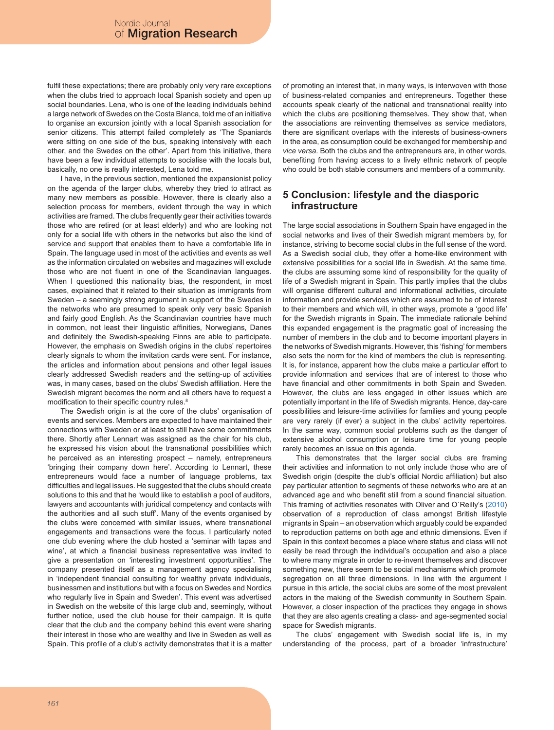fulfil these expectations; there are probably only very rare exceptions when the clubs tried to approach local Spanish society and open up social boundaries. Lena, who is one of the leading individuals behind a large network of Swedes on the Costa Blanca, told me of an initiative to organise an excursion jointly with a local Spanish association for senior citizens. This attempt failed completely as 'The Spaniards were sitting on one side of the bus, speaking intensively with each other, and the Swedes on the other'. Apart from this initiative, there have been a few individual attempts to socialise with the locals but, basically, no one is really interested, Lena told me.

I have, in the previous section, mentioned the expansionist policy on the agenda of the larger clubs, whereby they tried to attract as many new members as possible. However, there is clearly also a selection process for members, evident through the way in which activities are framed. The clubs frequently gear their activities towards those who are retired (or at least elderly) and who are looking not only for a social life with others in the networks but also the kind of service and support that enables them to have a comfortable life in Spain. The language used in most of the activities and events as well as the information circulated on websites and magazines will exclude those who are not fluent in one of the Scandinavian languages. When I questioned this nationality bias, the respondent, in most cases, explained that it related to their situation as immigrants from Sweden – a seemingly strong argument in support of the Swedes in the networks who are presumed to speak only very basic Spanish and fairly good English. As the Scandinavian countries have much in common, not least their linguistic affinities, Norwegians, Danes and definitely the Swedish-speaking Finns are able to participate. However, the emphasis on Swedish origins in the clubs' repertoires clearly signals to whom the invitation cards were sent. For instance, the articles and information about pensions and other legal issues clearly addressed Swedish readers and the setting-up of activities was, in many cases, based on the clubs' Swedish affiliation. Here the Swedish migrant becomes the norm and all others have to request a modification to their specific country rules.[8]

The Swedish origin is at the core of the clubs' organisation of events and services. Members are expected to have maintained their connections with Sweden or at least to still have some commitments there. Shortly after Lennart was assigned as the chair for his club, he expressed his vision about the transnational possibilities which he perceived as an interesting prospect – namely, entrepreneurs 'bringing their company down here'. According to Lennart, these entrepreneurs would face a number of language problems, tax difficulties and legal issues. He suggested that the clubs should create solutions to this and that he 'would like to establish a pool of auditors, lawyers and accountants with juridical competency and contacts with the authorities and all such stuff'. Many of the events organised by the clubs were concerned with similar issues, where transnational engagements and transactions were the focus. I particularly noted one club evening where the club hosted a 'seminar with tapas and wine', at which a financial business representative was invited to give a presentation on 'interesting investment opportunities'. The company presented itself as a management agency specialising in 'independent financial consulting for wealthy private individuals, businessmen and institutions but with a focus on Swedes and Nordics who regularly live in Spain and Sweden'. This event was advertised in Swedish on the website of this large club and, seemingly, without further notice, used the club house for their campaign. It is quite clear that the club and the company behind this event were sharing their interest in those who are wealthy and live in Sweden as well as Spain. This profile of a club's activity demonstrates that it is a matter of promoting an interest that, in many ways, is interwoven with those of business-related companies and entrepreneurs. Together these accounts speak clearly of the national and transnational reality into which the clubs are positioning themselves. They show that, when the associations are reinventing themselves as service mediators, there are significant overlaps with the interests of business-owners in the area, as consumption could be exchanged for membership and *vice versa*. Both the clubs and the entrepreneurs are, in other words, benefiting from having access to a lively ethnic network of people who could be both stable consumers and members of a community.

## 5 Conclusion: lifestyle and the diasporic infrastructure

The large social associations in Southern Spain have engaged in the social networks and lives of their Swedish migrant members by, for instance, striving to become social clubs in the full sense of the word. As a Swedish social club, they offer a home-like environment with extensive possibilities for a social life in Swedish. At the same time, the clubs are assuming some kind of responsibility for the quality of life of a Swedish migrant in Spain. This partly implies that the clubs will organise different cultural and informational activities, circulate information and provide services which are assumed to be of interest to their members and which will, in other ways, promote a 'good life' for the Swedish migrants in Spain. The immediate rationale behind this expanded engagement is the pragmatic goal of increasing the number of members in the club and to become important players in the networks of Swedish migrants. However, this 'fishing' for members also sets the norm for the kind of members the club is representing. It is, for instance, apparent how the clubs make a particular effort to provide information and services that are of interest to those who have financial and other commitments in both Spain and Sweden. However, the clubs are less engaged in other issues which are potentially important in the life of Swedish migrants. Hence, day-care possibilities and leisure-time activities for families and young people are very rarely (if ever) a subject in the clubs' activity repertoires. In the same way, common social problems such as the danger of extensive alcohol consumption or leisure time for young people rarely becomes an issue on this agenda.

This demonstrates that the larger social clubs are framing their activities and information to not only include those who are of Swedish origin (despite the club's official Nordic affiliation) but also pay particular attention to segments of these networks who are at an advanced age and who benefit still from a sound financial situation. This framing of activities resonates with Oliver and O´Reilly's (2010) observation of a reproduction of class amongst British lifestyle migrants in Spain – an observation which arguably could be expanded to reproduction patterns on both age and ethnic dimensions. Even if Spain in this context becomes a place where status and class will not easily be read through the individual's occupation and also a place to where many migrate in order to re-invent themselves and discover something new, there seem to be social mechanisms which promote segregation on all three dimensions. In line with the argument I pursue in this article, the social clubs are some of the most prevalent actors in the making of the Swedish community in Southern Spain. However, a closer inspection of the practices they engage in shows that they are also agents creating a class- and age-segmented social space for Swedish migrants.

The clubs' engagement with Swedish social life is, in my understanding of the process, part of a broader 'infrastructure'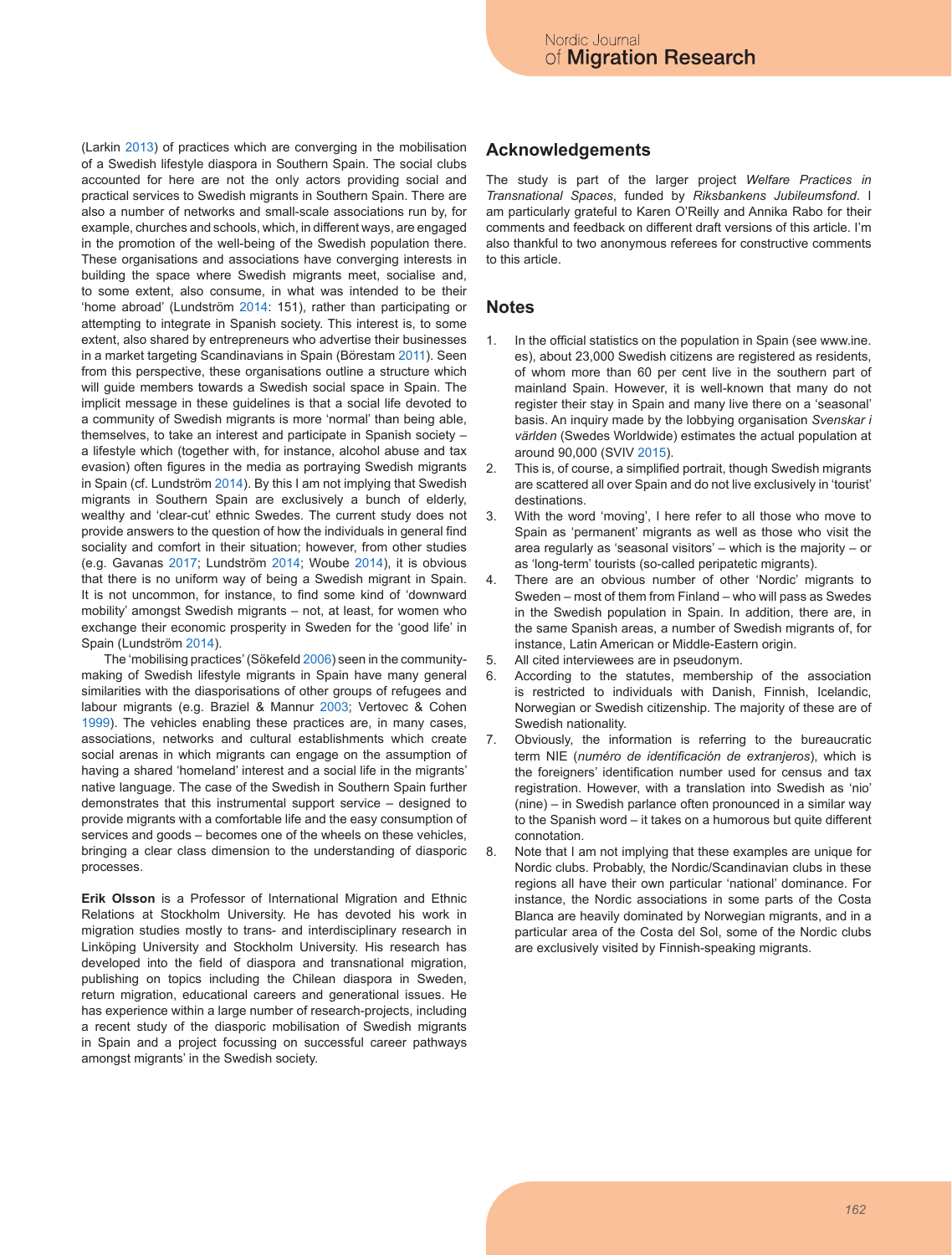(Larkin 2013) of practices which are converging in the mobilisation of a Swedish lifestyle diaspora in Southern Spain. The social clubs accounted for here are not the only actors providing social and practical services to Swedish migrants in Southern Spain. There are also a number of networks and small-scale associations run by, for example, churches and schools, which, in different ways, are engaged in the promotion of the well-being of the Swedish population there. These organisations and associations have converging interests in building the space where Swedish migrants meet, socialise and, to some extent, also consume, in what was intended to be their 'home abroad' (Lundström 2014: 151), rather than participating or attempting to integrate in Spanish society. This interest is, to some extent, also shared by entrepreneurs who advertise their businesses in a market targeting Scandinavians in Spain (Börestam 2011). Seen from this perspective, these organisations outline a structure which will guide members towards a Swedish social space in Spain. The implicit message in these guidelines is that a social life devoted to a community of Swedish migrants is more 'normal' than being able, themselves, to take an interest and participate in Spanish society – a lifestyle which (together with, for instance, alcohol abuse and tax evasion) often figures in the media as portraying Swedish migrants in Spain (cf. Lundström 2014). By this I am not implying that Swedish migrants in Southern Spain are exclusively a bunch of elderly, wealthy and 'clear-cut' ethnic Swedes. The current study does not provide answers to the question of how the individuals in general find sociality and comfort in their situation; however, from other studies (e.g. Gavanas 2017; Lundström 2014; Woube 2014), it is obvious that there is no uniform way of being a Swedish migrant in Spain. It is not uncommon, for instance, to find some kind of 'downward mobility' amongst Swedish migrants – not, at least, for women who exchange their economic prosperity in Sweden for the 'good life' in Spain (Lundström 2014).

The 'mobilising practices' (Sökefeld 2006) seen in the community-making of Swedish lifestyle migrants in Spain have many general similarities with the diasporisations of other groups of refugees and labour migrants (e.g. Braziel & Mannur 2003; Vertovec & Cohen 1999). The vehicles enabling these practices are, in many cases, associations, networks and cultural establishments which create social arenas in which migrants can engage on the assumption of having a shared 'homeland' interest and a social life in the migrants' native language. The case of the Swedish in Southern Spain further demonstrates that this instrumental support service – designed to provide migrants with a comfortable life and the easy consumption of services and goods – becomes one of the wheels on these vehicles, bringing a clear class dimension to the understanding of diasporic processes.

**Erik Olsson** is a Professor of International Migration and Ethnic Relations at Stockholm University. He has devoted his work in migration studies mostly to trans- and interdisciplinary research in Linköping University and Stockholm University. His research has developed into the field of diaspora and transnational migration, publishing on topics including the Chilean diaspora in Sweden, return migration, educational careers and generational issues. He has experience within a large number of research-projects, including a recent study of the diasporic mobilisation of Swedish migrants in Spain and a project focussing on successful career pathways amongst migrants' in the Swedish society.

## Acknowledgements

The study is part of the larger project *Welfare Practices in Transnational Spaces*, funded by *Riksbankens Jubileumsfond*. I am particularly grateful to Karen O'Reilly and Annika Rabo for their comments and feedback on different draft versions of this article. I'm also thankful to two anonymous referees for constructive comments to this article.

## Notes

1. In the official statistics on the population in Spain (see www.ine.es), about 23,000 Swedish citizens are registered as residents, of whom more than 60 per cent live in the southern part of mainland Spain. However, it is well-known that many do not register their stay in Spain and many live there on a 'seasonal' basis. An inquiry made by the lobbying organisation *Svenskar i världen* (Swedes Worldwide) estimates the actual population at around 90,000 (SVIV 2015).
2. This is, of course, a simplified portrait, though Swedish migrants are scattered all over Spain and do not live exclusively in 'tourist' destinations.
3. With the word 'moving', I here refer to all those who move to Spain as 'permanent' migrants as well as those who visit the area regularly as 'seasonal visitors' – which is the majority – or as 'long-term' tourists (so-called peripatetic migrants).
4. There are an obvious number of other 'Nordic' migrants to Sweden – most of them from Finland – who will pass as Swedes in the Swedish population in Spain. In addition, there are, in the same Spanish areas, a number of Swedish migrants of, for instance, Latin American or Middle-Eastern origin.
5. All cited interviewees are in pseudonym.
6. According to the statutes, membership of the association is restricted to individuals with Danish, Finnish, Icelandic, Norwegian or Swedish citizenship. The majority of these are of Swedish nationality.
7. Obviously, the information is referring to the bureaucratic term NIE (*numéro de identificación de extranjeros*), which is the foreigners' identification number used for census and tax registration. However, with a translation into Swedish as 'nio' (nine) – in Swedish parlance often pronounced in a similar way to the Spanish word – it takes on a humorous but quite different connotation.
8. Note that I am not implying that these examples are unique for Nordic clubs. Probably, the Nordic/Scandinavian clubs in these regions all have their own particular 'national' dominance. For instance, the Nordic associations in some parts of the Costa Blanca are heavily dominated by Norwegian migrants, and in a particular area of the Costa del Sol, some of the Nordic clubs are exclusively visited by Finnish-speaking migrants.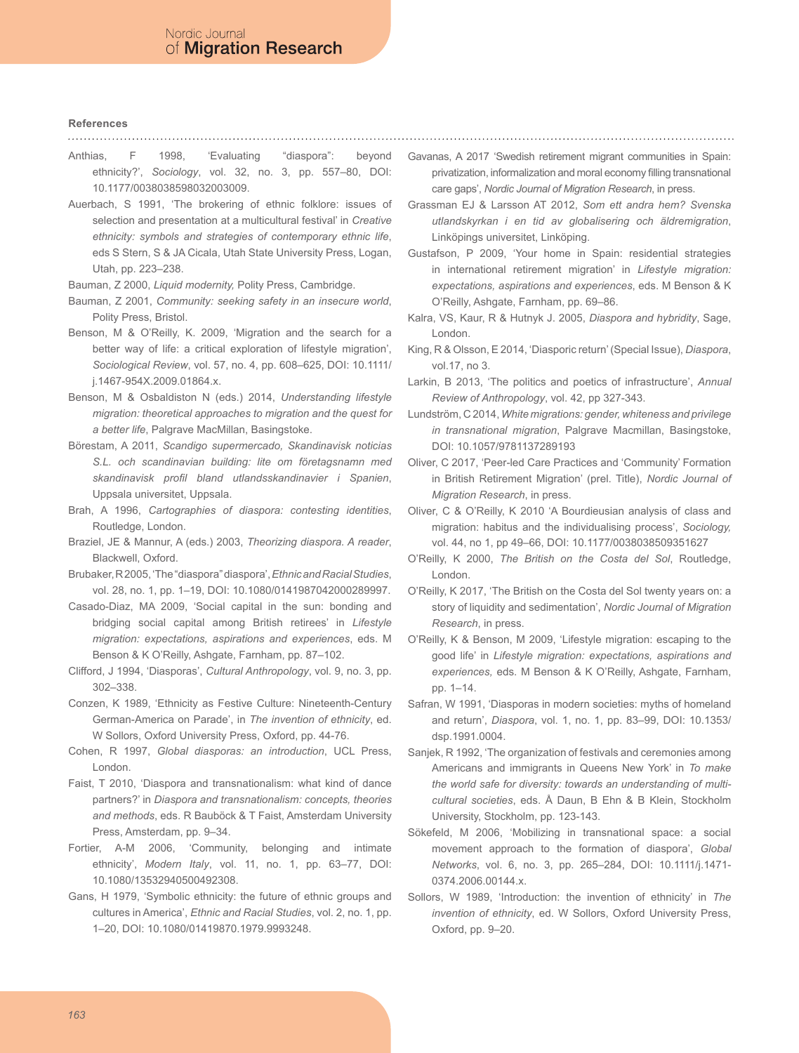### References

Anthias, F 1998, 'Evaluating "diaspora": beyond ethnicity?', *Sociology*, vol. 32, no. 3, pp. 557–80, DOI: 10.1177/0038038598032003009.

Auerbach, S 1991, 'The brokering of ethnic folklore: issues of selection and presentation at a multicultural festival' in *Creative ethnicity: symbols and strategies of contemporary ethnic life*, eds S Stern, S & JA Cicala, Utah State University Press, Logan, Utah, pp. 223–238.

Bauman, Z 2000, *Liquid modernity,* Polity Press, Cambridge.

Bauman, Z 2001, *Community: seeking safety in an insecure world*, Polity Press, Bristol.

Benson, M & O'Reilly, K. 2009, 'Migration and the search for a better way of life: a critical exploration of lifestyle migration', *Sociological Review*, vol. 57, no. 4, pp. 608–625, DOI: 10.1111/j.1467-954X.2009.01864.x.

Benson, M & Osbaldiston N (eds.) 2014, *Understanding lifestyle migration: theoretical approaches to migration and the quest for a better life*, Palgrave MacMillan, Basingstoke.

Börestam, A 2011, *Scandigo supermercado, Skandinavisk noticias S.L. och scandinavian building: lite om företagsnamn med skandinavisk profil bland utlandsskandinavier i Spanien*, Uppsala universitet, Uppsala.

Brah, A 1996, *Cartographies of diaspora: contesting identities*, Routledge, London.

Braziel, JE & Mannur, A (eds.) 2003, *Theorizing diaspora. A reader*, Blackwell, Oxford.

Brubaker, R 2005, 'The "diaspora" diaspora', *Ethnic and Racial Studies*, vol. 28, no. 1, pp. 1–19, DOI: 10.1080/0141987042000289997.

Casado-Diaz, MA 2009, 'Social capital in the sun: bonding and bridging social capital among British retirees' in *Lifestyle migration: expectations, aspirations and experiences*, eds. M Benson & K O'Reilly, Ashgate, Farnham, pp. 87–102.

Clifford, J 1994, 'Diasporas', *Cultural Anthropology*, vol. 9, no. 3, pp. 302–338.

Conzen, K 1989, 'Ethnicity as Festive Culture: Nineteenth-Century German-America on Parade', in *The invention of ethnicity*, ed. W Sollors, Oxford University Press, Oxford, pp. 44-76.

Cohen, R 1997, *Global diasporas: an introduction*, UCL Press, London.

Faist, T 2010, 'Diaspora and transnationalism: what kind of dance partners?' in *Diaspora and transnationalism: concepts, theories and methods*, eds. R Bauböck & T Faist, Amsterdam University Press, Amsterdam, pp. 9–34.

Fortier, A-M 2006, 'Community, belonging and intimate ethnicity', *Modern Italy*, vol. 11, no. 1, pp. 63–77, DOI: 10.1080/13532940500492308.

Gans, H 1979, 'Symbolic ethnicity: the future of ethnic groups and cultures in America', *Ethnic and Racial Studies*, vol. 2, no. 1, pp. 1–20, DOI: 10.1080/01419870.1979.9993248.

Gavanas, A 2017 'Swedish retirement migrant communities in Spain: privatization, informalization and moral economy filling transnational care gaps', *Nordic Journal of Migration Research*, in press.

Grassman EJ & Larsson AT 2012, *Som ett andra hem? Svenska utlandskyrkan i en tid av globalisering och äldremigration*, Linköpings universitet, Linköping.

Gustafson, P 2009, 'Your home in Spain: residential strategies in international retirement migration' in *Lifestyle migration: expectations, aspirations and experiences*, eds. M Benson & K O'Reilly, Ashgate, Farnham, pp. 69–86.

Kalra, VS, Kaur, R & Hutnyk J. 2005, *Diaspora and hybridity*, Sage, London.

King, R & Olsson, E 2014, 'Diasporic return' (Special Issue), *Diaspora*, vol.17, no 3.

Larkin, B 2013, 'The politics and poetics of infrastructure', *Annual Review of Anthropology*, vol. 42, pp 327-343.

Lundström, C 2014, *White migrations: gender, whiteness and privilege in transnational migration*, Palgrave Macmillan, Basingstoke, DOI: 10.1057/9781137289193

Oliver, C 2017, 'Peer-led Care Practices and 'Community' Formation in British Retirement Migration' (prel. Title), *Nordic Journal of Migration Research*, in press.

Oliver, C & O'Reilly, K 2010 'A Bourdieusian analysis of class and migration: habitus and the individualising process', *Sociology,* vol. 44, no 1, pp 49–66, DOI: 10.1177/0038038509351627

O'Reilly, K 2000, *The British on the Costa del Sol*, Routledge, London.

O'Reilly, K 2017, 'The British on the Costa del Sol twenty years on: a story of liquidity and sedimentation', *Nordic Journal of Migration Research*, in press.

O'Reilly, K & Benson, M 2009, 'Lifestyle migration: escaping to the good life' in *Lifestyle migration: expectations, aspirations and experiences*, eds. M Benson & K O'Reilly, Ashgate, Farnham, pp. 1–14.

Safran, W 1991, 'Diasporas in modern societies: myths of homeland and return', *Diaspora*, vol. 1, no. 1, pp. 83–99, DOI: 10.1353/dsp.1991.0004.

Sanjek, R 1992, 'The organization of festivals and ceremonies among Americans and immigrants in Queens New York' in *To make the world safe for diversity: towards an understanding of multi-cultural societies*, eds. Å Daun, B Ehn & B Klein, Stockholm University, Stockholm, pp. 123-143.

Sökefeld, M 2006, 'Mobilizing in transnational space: a social movement approach to the formation of diaspora', *Global Networks*, vol. 6, no. 3, pp. 265–284, DOI: 10.1111/j.1471-0374.2006.00144.x.

Sollors, W 1989, 'Introduction: the invention of ethnicity' in *The invention of ethnicity*, ed. W Sollors, Oxford University Press, Oxford, pp. 9–20.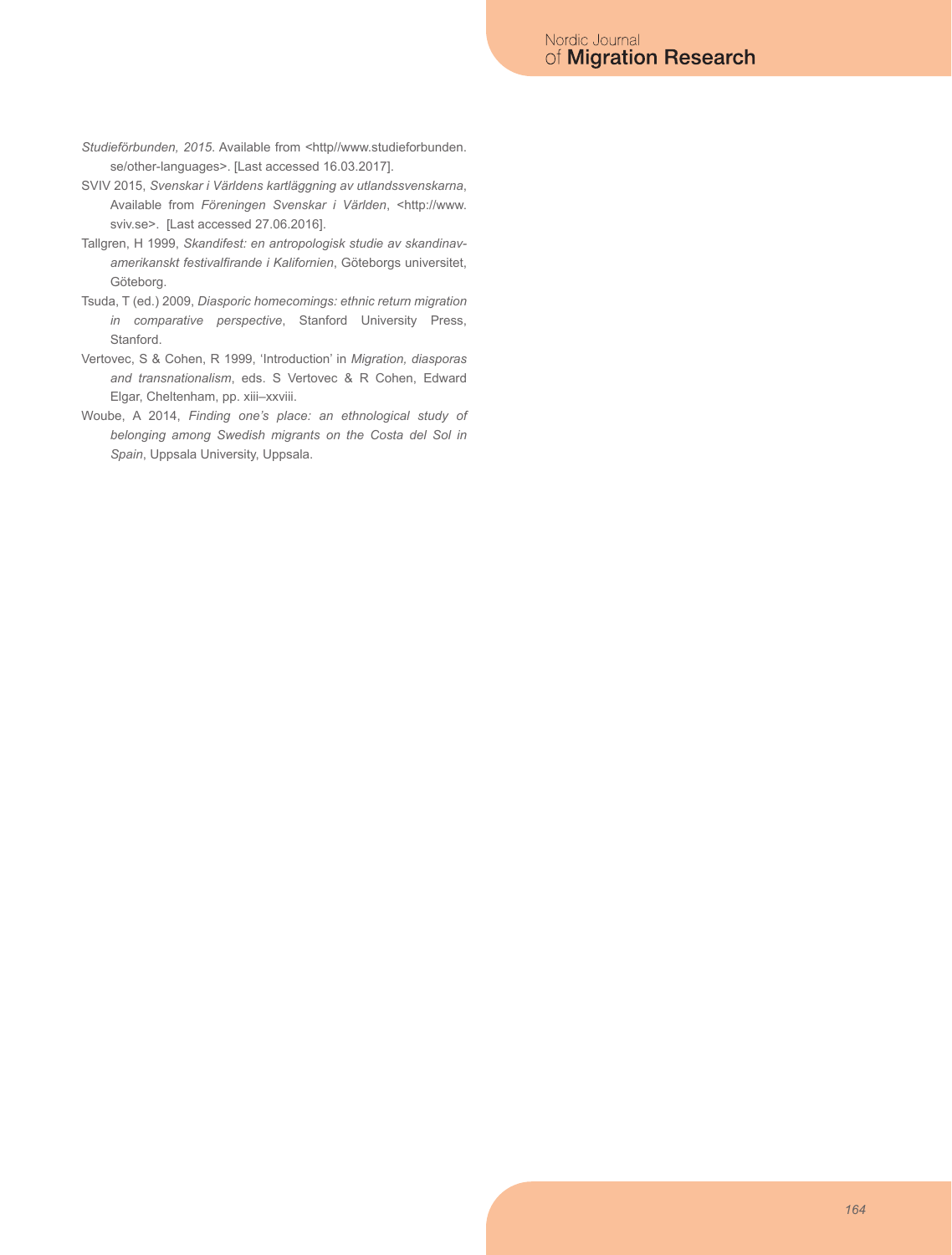*Studieförbunden, 2015*. Available from <http//www.studieforbunden.se/other-languages>. [Last accessed 16.03.2017].

SVIV 2015, *Svenskar i Världens kartläggning av utlandssvenskarna*, Available from *Föreningen Svenskar i Världen*, <http://www.sviv.se>. [Last accessed 27.06.2016].

Tallgren, H 1999, *Skandifest: en antropologisk studie av skandinav-amerikanskt festivalfirande i Kalifornien*, Göteborgs universitet, Göteborg.

Tsuda, T (ed.) 2009, *Diasporic homecomings: ethnic return migration in comparative perspective*, Stanford University Press, Stanford.

Vertovec, S & Cohen, R 1999, 'Introduction' in *Migration, diasporas and transnationalism*, eds. S Vertovec & R Cohen, Edward Elgar, Cheltenham, pp. xiii–xxviii.

Woube, A 2014, *Finding one's place: an ethnological study of belonging among Swedish migrants on the Costa del Sol in Spain*, Uppsala University, Uppsala.